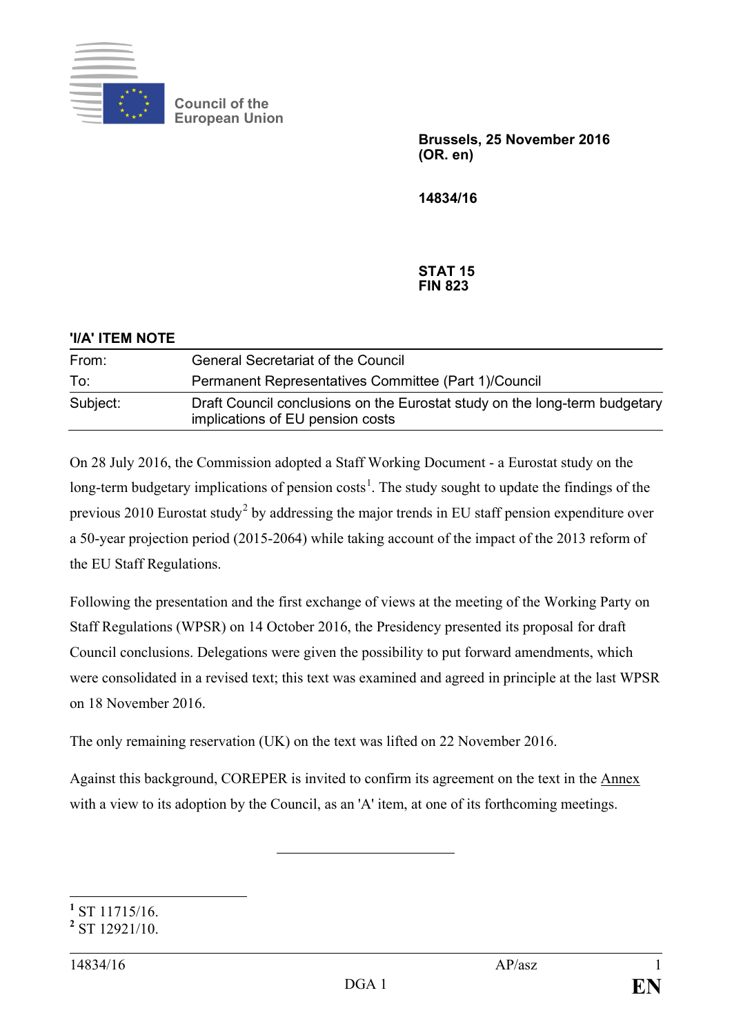Council of the European Union

**Brussels, 25 November 2016**
**(OR. en)**

**14834/16**

**STAT 15**
**FIN 823**

**'I/A' ITEM NOTE**

| | |
|---|---|
| From: | General Secretariat of the Council |
| To: | Permanent Representatives Committee (Part 1)/Council |
| Subject: | Draft Council conclusions on the Eurostat study on the long-term budgetary implications of EU pension costs |

On 28 July 2016, the Commission adopted a Staff Working Document - a Eurostat study on the long-term budgetary implications of pension costs[1]. The study sought to update the findings of the previous 2010 Eurostat study[2] by addressing the major trends in EU staff pension expenditure over a 50-year projection period (2015-2064) while taking account of the impact of the 2013 reform of the EU Staff Regulations.

Following the presentation and the first exchange of views at the meeting of the Working Party on Staff Regulations (WPSR) on 14 October 2016, the Presidency presented its proposal for draft Council conclusions. Delegations were given the possibility to put forward amendments, which were consolidated in a revised text; this text was examined and agreed in principle at the last WPSR on 18 November 2016.

The only remaining reservation (UK) on the text was lifted on 22 November 2016.

Against this background, COREPER is invited to confirm its agreement on the text in the Annex with a view to its adoption by the Council, as an 'A' item, at one of its forthcoming meetings.

---

[1] ST 11715/16.
[2] ST 12921/10.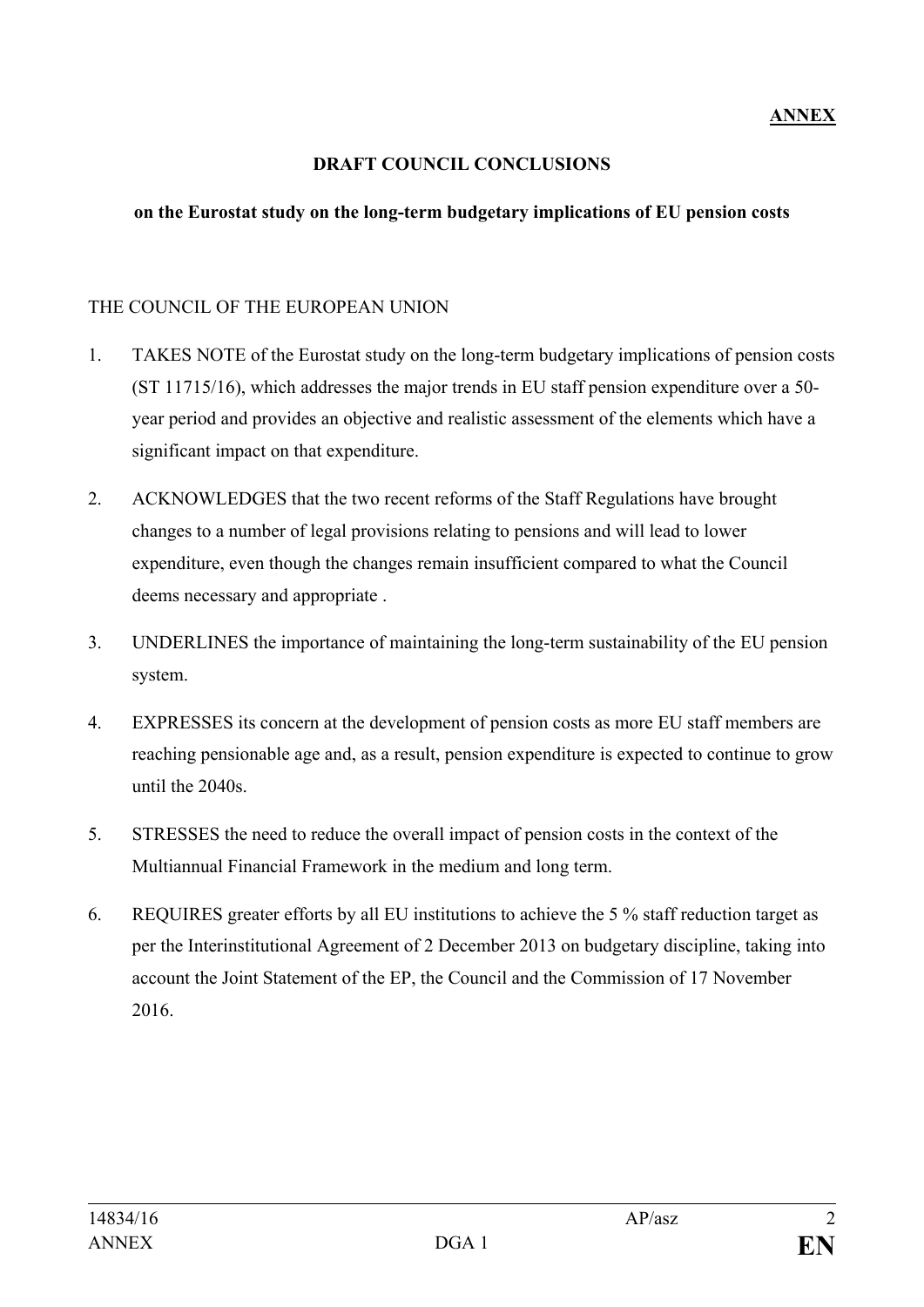**ANNEX**

**DRAFT COUNCIL CONCLUSIONS**

**on the Eurostat study on the long-term budgetary implications of EU pension costs**

THE COUNCIL OF THE EUROPEAN UNION

1. TAKES NOTE of the Eurostat study on the long-term budgetary implications of pension costs (ST 11715/16), which addresses the major trends in EU staff pension expenditure over a 50-year period and provides an objective and realistic assessment of the elements which have a significant impact on that expenditure.

2. ACKNOWLEDGES that the two recent reforms of the Staff Regulations have brought changes to a number of legal provisions relating to pensions and will lead to lower expenditure, even though the changes remain insufficient compared to what the Council deems necessary and appropriate .

3. UNDERLINES the importance of maintaining the long-term sustainability of the EU pension system.

4. EXPRESSES its concern at the development of pension costs as more EU staff members are reaching pensionable age and, as a result, pension expenditure is expected to continue to grow until the 2040s.

5. STRESSES the need to reduce the overall impact of pension costs in the context of the Multiannual Financial Framework in the medium and long term.

6. REQUIRES greater efforts by all EU institutions to achieve the 5 % staff reduction target as per the Interinstitutional Agreement of 2 December 2013 on budgetary discipline, taking into account the Joint Statement of the EP, the Council and the Commission of 17 November 2016.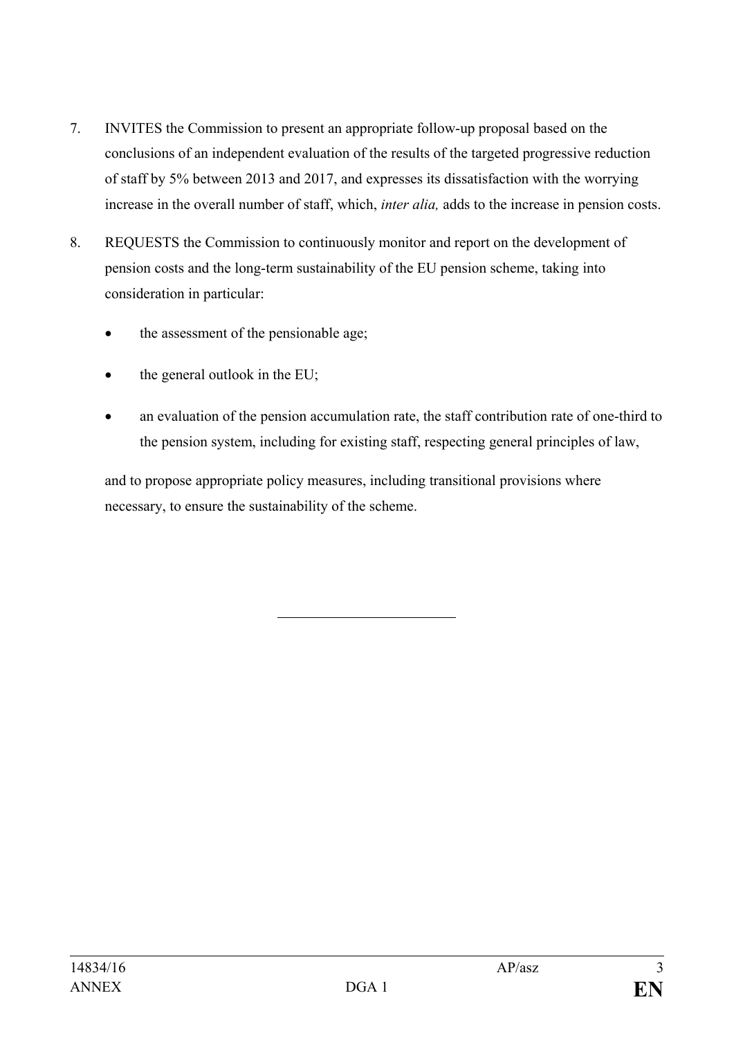7. INVITES the Commission to present an appropriate follow-up proposal based on the conclusions of an independent evaluation of the results of the targeted progressive reduction of staff by 5% between 2013 and 2017, and expresses its dissatisfaction with the worrying increase in the overall number of staff, which, *inter alia,* adds to the increase in pension costs.

8. REQUESTS the Commission to continuously monitor and report on the development of pension costs and the long-term sustainability of the EU pension scheme, taking into consideration in particular:

   - the assessment of the pensionable age;
   - the general outlook in the EU;
   - an evaluation of the pension accumulation rate, the staff contribution rate of one-third to the pension system, including for existing staff, respecting general principles of law,

   and to propose appropriate policy measures, including transitional provisions where necessary, to ensure the sustainability of the scheme.